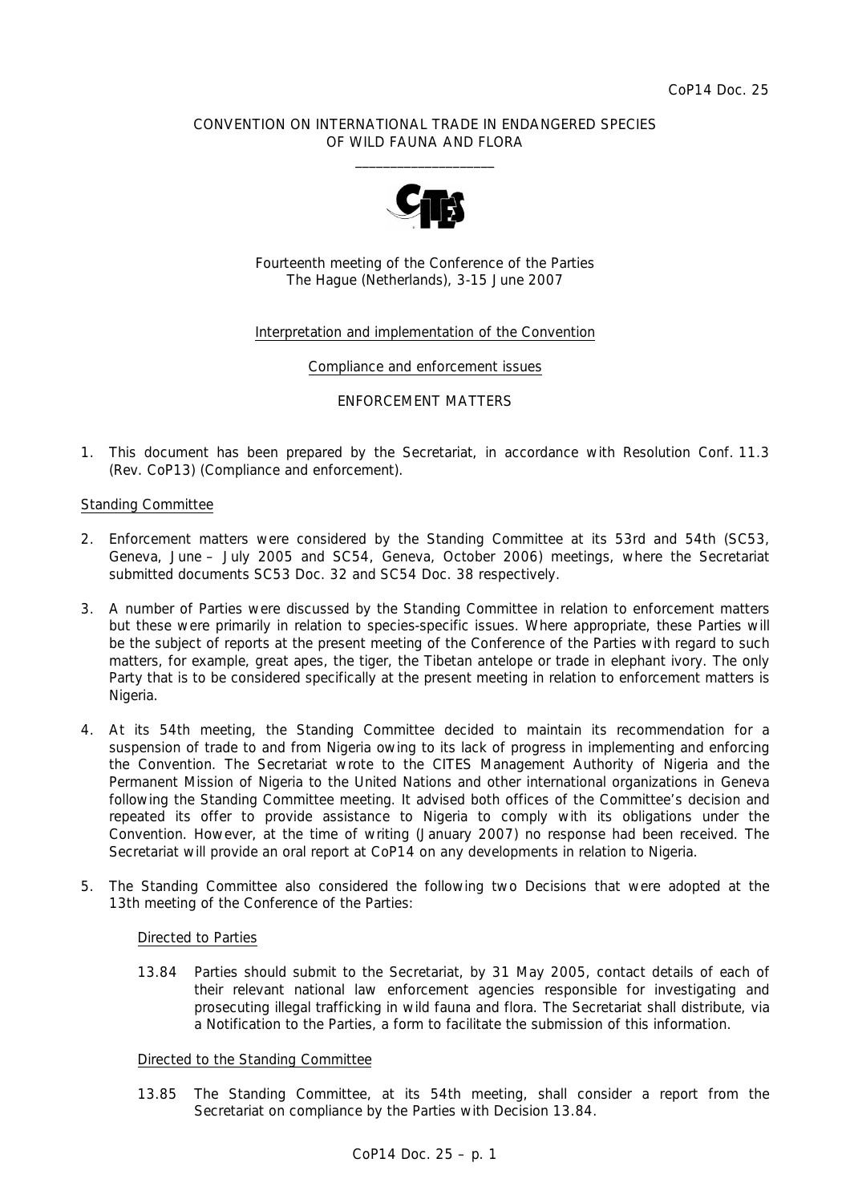CoP14 Doc. 25

CONVENTION ON INTERNATIONAL TRADE IN ENDANGERED SPECIES
OF WILD FAUNA AND FLORA

\_\_\_\_\_\_\_\_\_\_\_\_\_\_\_\_\_\_\_\_

Fourteenth meeting of the Conference of the Parties
The Hague (Netherlands), 3-15 June 2007

Interpretation and implementation of the Convention

Compliance and enforcement issues

ENFORCEMENT MATTERS

1. This document has been prepared by the Secretariat, in accordance with Resolution Conf. 11.3 (Rev. CoP13) (Compliance and enforcement).

Standing Committee

2. Enforcement matters were considered by the Standing Committee at its 53rd and 54th (SC53, Geneva, June – July 2005 and SC54, Geneva, October 2006) meetings, where the Secretariat submitted documents SC53 Doc. 32 and SC54 Doc. 38 respectively.

3. A number of Parties were discussed by the Standing Committee in relation to enforcement matters but these were primarily in relation to species-specific issues. Where appropriate, these Parties will be the subject of reports at the present meeting of the Conference of the Parties with regard to such matters, for example, great apes, the tiger, the Tibetan antelope or trade in elephant ivory. The only Party that is to be considered specifically at the present meeting in relation to enforcement matters is Nigeria.

4. At its 54th meeting, the Standing Committee decided to maintain its recommendation for a suspension of trade to and from Nigeria owing to its lack of progress in implementing and enforcing the Convention. The Secretariat wrote to the CITES Management Authority of Nigeria and the Permanent Mission of Nigeria to the United Nations and other international organizations in Geneva following the Standing Committee meeting. It advised both offices of the Committee's decision and repeated its offer to provide assistance to Nigeria to comply with its obligations under the Convention. However, at the time of writing (January 2007) no response had been received. The Secretariat will provide an oral report at CoP14 on any developments in relation to Nigeria.

5. The Standing Committee also considered the following two Decisions that were adopted at the 13th meeting of the Conference of the Parties:

   Directed to Parties

   13.84 Parties should submit to the Secretariat, by 31 May 2005, contact details of each of their relevant national law enforcement agencies responsible for investigating and prosecuting illegal trafficking in wild fauna and flora. The Secretariat shall distribute, via a Notification to the Parties, a form to facilitate the submission of this information.

   Directed to the Standing Committee

   13.85 The Standing Committee, at its 54th meeting, shall consider a report from the Secretariat on compliance by the Parties with Decision 13.84.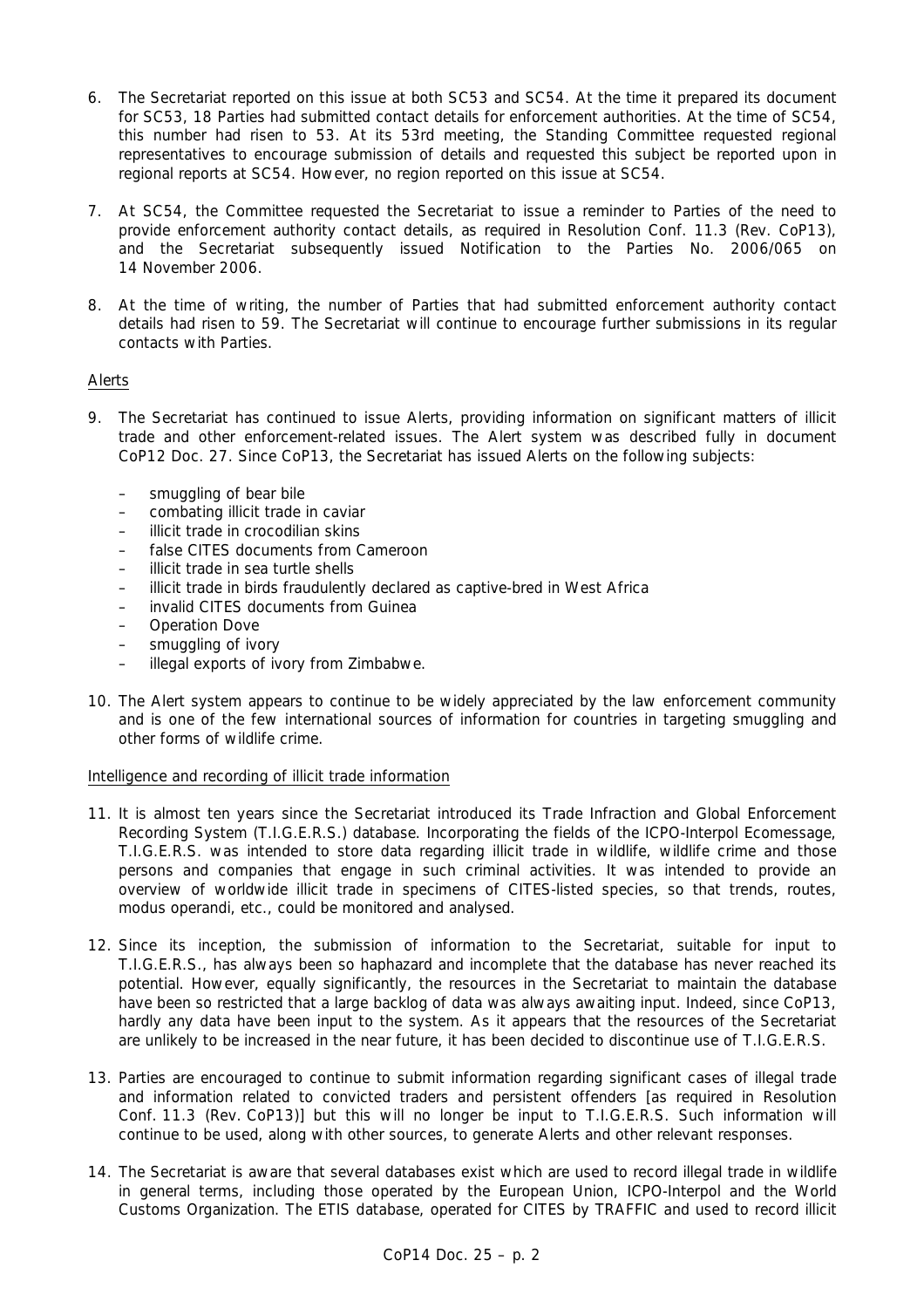6. The Secretariat reported on this issue at both SC53 and SC54. At the time it prepared its document for SC53, 18 Parties had submitted contact details for enforcement authorities. At the time of SC54, this number had risen to 53. At its 53rd meeting, the Standing Committee requested regional representatives to encourage submission of details and requested this subject be reported upon in regional reports at SC54. However, no region reported on this issue at SC54.

7. At SC54, the Committee requested the Secretariat to issue a reminder to Parties of the need to provide enforcement authority contact details, as required in Resolution Conf. 11.3 (Rev. CoP13), and the Secretariat subsequently issued Notification to the Parties No. 2006/065 on 14 November 2006.

8. At the time of writing, the number of Parties that had submitted enforcement authority contact details had risen to 59. The Secretariat will continue to encourage further submissions in its regular contacts with Parties.

Alerts

9. The Secretariat has continued to issue Alerts, providing information on significant matters of illicit trade and other enforcement-related issues. The Alert system was described fully in document CoP12 Doc. 27. Since CoP13, the Secretariat has issued Alerts on the following subjects:

   – smuggling of bear bile
   – combating illicit trade in caviar
   – illicit trade in crocodilian skins
   – false CITES documents from Cameroon
   – illicit trade in sea turtle shells
   – illicit trade in birds fraudulently declared as captive-bred in West Africa
   – invalid CITES documents from Guinea
   – Operation Dove
   – smuggling of ivory
   – illegal exports of ivory from Zimbabwe.

10. The Alert system appears to continue to be widely appreciated by the law enforcement community and is one of the few international sources of information for countries in targeting smuggling and other forms of wildlife crime.

Intelligence and recording of illicit trade information

11. It is almost ten years since the Secretariat introduced its Trade Infraction and Global Enforcement Recording System (T.I.G.E.R.S.) database. Incorporating the fields of the ICPO-Interpol Ecomessage, T.I.G.E.R.S. was intended to store data regarding illicit trade in wildlife, wildlife crime and those persons and companies that engage in such criminal activities. It was intended to provide an overview of worldwide illicit trade in specimens of CITES-listed species, so that trends, routes, modus operandi, etc., could be monitored and analysed.

12. Since its inception, the submission of information to the Secretariat, suitable for input to T.I.G.E.R.S., has always been so haphazard and incomplete that the database has never reached its potential. However, equally significantly, the resources in the Secretariat to maintain the database have been so restricted that a large backlog of data was always awaiting input. Indeed, since CoP13, hardly any data have been input to the system. As it appears that the resources of the Secretariat are unlikely to be increased in the near future, it has been decided to discontinue use of T.I.G.E.R.S.

13. Parties are encouraged to continue to submit information regarding significant cases of illegal trade and information related to convicted traders and persistent offenders [as required in Resolution Conf. 11.3 (Rev. CoP13)] but this will no longer be input to T.I.G.E.R.S. Such information will continue to be used, along with other sources, to generate Alerts and other relevant responses.

14. The Secretariat is aware that several databases exist which are used to record illegal trade in wildlife in general terms, including those operated by the European Union, ICPO-Interpol and the World Customs Organization. The ETIS database, operated for CITES by TRAFFIC and used to record illicit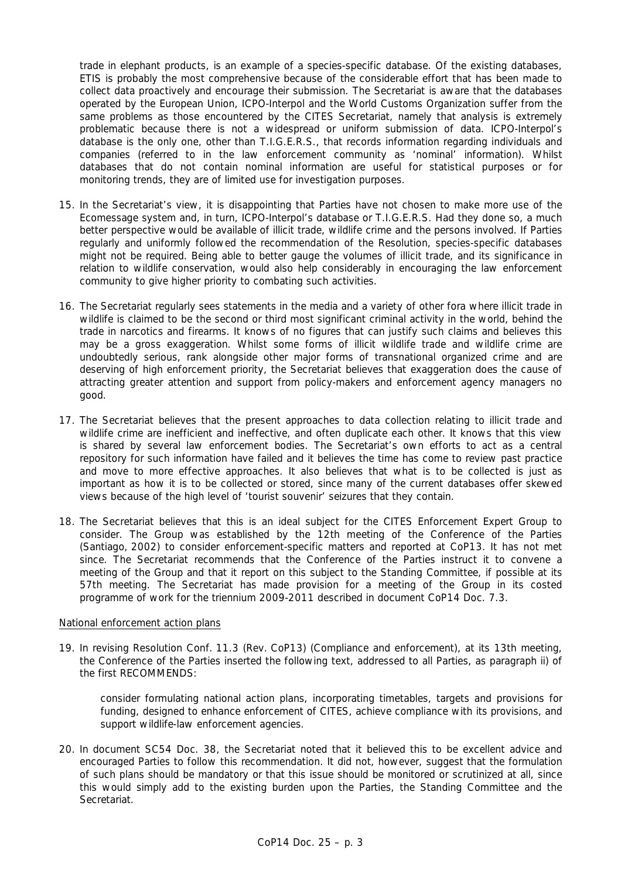trade in elephant products, is an example of a species-specific database. Of the existing databases, ETIS is probably the most comprehensive because of the considerable effort that has been made to collect data proactively and encourage their submission. The Secretariat is aware that the databases operated by the European Union, ICPO-Interpol and the World Customs Organization suffer from the same problems as those encountered by the CITES Secretariat, namely that analysis is extremely problematic because there is not a widespread or uniform submission of data. ICPO-Interpol's database is the only one, other than T.I.G.E.R.S., that records information regarding individuals and companies (referred to in the law enforcement community as 'nominal' information). Whilst databases that do not contain nominal information are useful for statistical purposes or for monitoring trends, they are of limited use for investigation purposes.

15. In the Secretariat's view, it is disappointing that Parties have not chosen to make more use of the Ecomessage system and, in turn, ICPO-Interpol's database or T.I.G.E.R.S. Had they done so, a much better perspective would be available of illicit trade, wildlife crime and the persons involved. If Parties regularly and uniformly followed the recommendation of the Resolution, species-specific databases might not be required. Being able to better gauge the volumes of illicit trade, and its significance in relation to wildlife conservation, would also help considerably in encouraging the law enforcement community to give higher priority to combating such activities.

16. The Secretariat regularly sees statements in the media and a variety of other fora where illicit trade in wildlife is claimed to be the second or third most significant criminal activity in the world, behind the trade in narcotics and firearms. It knows of no figures that can justify such claims and believes this may be a gross exaggeration. Whilst some forms of illicit wildlife trade and wildlife crime are undoubtedly serious, rank alongside other major forms of transnational organized crime and are deserving of high enforcement priority, the Secretariat believes that exaggeration does the cause of attracting greater attention and support from policy-makers and enforcement agency managers no good.

17. The Secretariat believes that the present approaches to data collection relating to illicit trade and wildlife crime are inefficient and ineffective, and often duplicate each other. It knows that this view is shared by several law enforcement bodies. The Secretariat's own efforts to act as a central repository for such information have failed and it believes the time has come to review past practice and move to more effective approaches. It also believes that what is to be collected is just as important as how it is to be collected or stored, since many of the current databases offer skewed views because of the high level of 'tourist souvenir' seizures that they contain.

18. The Secretariat believes that this is an ideal subject for the CITES Enforcement Expert Group to consider. The Group was established by the 12th meeting of the Conference of the Parties (Santiago, 2002) to consider enforcement-specific matters and reported at CoP13. It has not met since. The Secretariat recommends that the Conference of the Parties instruct it to convene a meeting of the Group and that it report on this subject to the Standing Committee, if possible at its 57th meeting. The Secretariat has made provision for a meeting of the Group in its costed programme of work for the triennium 2009-2011 described in document CoP14 Doc. 7.3.

National enforcement action plans

19. In revising Resolution Conf. 11.3 (Rev. CoP13) (Compliance and enforcement), at its 13th meeting, the Conference of the Parties inserted the following text, addressed to all Parties, as paragraph ii) of the first RECOMMENDS:

    *consider formulating national action plans, incorporating timetables, targets and provisions for funding, designed to enhance enforcement of CITES, achieve compliance with its provisions, and support wildlife-law enforcement agencies.*

20. In document SC54 Doc. 38, the Secretariat noted that it believed this to be excellent advice and encouraged Parties to follow this recommendation. It did not, however, suggest that the formulation of such plans should be mandatory or that this issue should be monitored or scrutinized at all, since this would simply add to the existing burden upon the Parties, the Standing Committee and the Secretariat.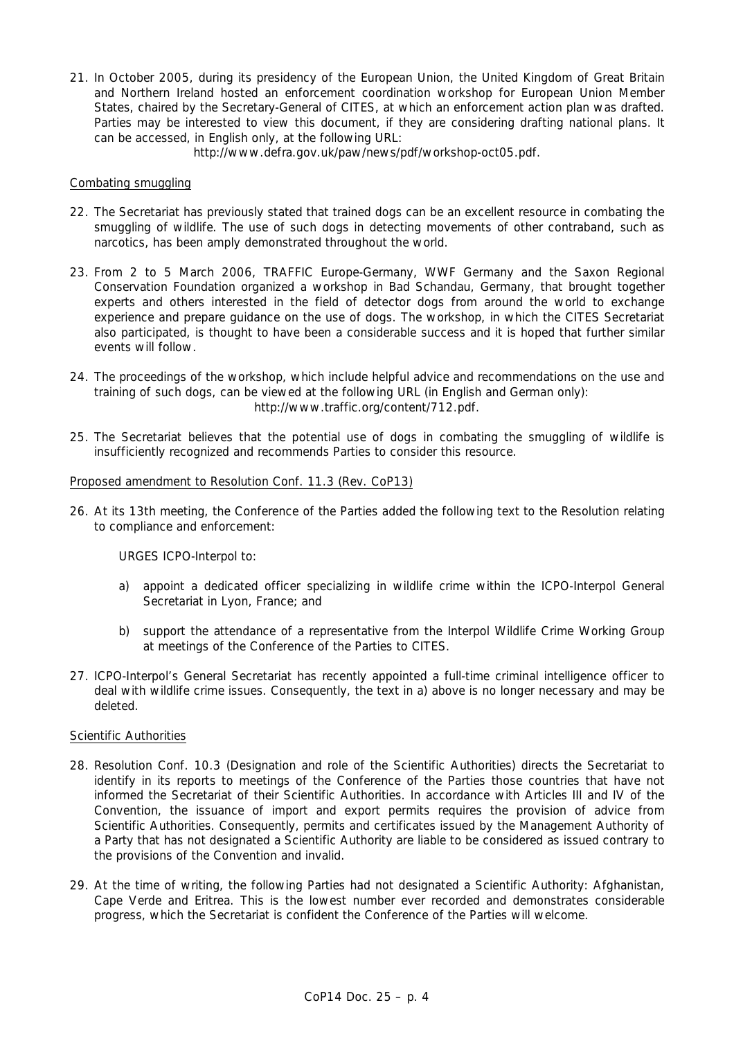21. In October 2005, during its presidency of the European Union, the United Kingdom of Great Britain and Northern Ireland hosted an enforcement coordination workshop for European Union Member States, chaired by the Secretary-General of CITES, at which an enforcement action plan was drafted. Parties may be interested to view this document, if they are considering drafting national plans. It can be accessed, in English only, at the following URL:

    http://www.defra.gov.uk/paw/news/pdf/workshop-oct05.pdf.

<u>Combating smuggling</u>

22. The Secretariat has previously stated that trained dogs can be an excellent resource in combating the smuggling of wildlife. The use of such dogs in detecting movements of other contraband, such as narcotics, has been amply demonstrated throughout the world.

23. From 2 to 5 March 2006, TRAFFIC Europe-Germany, WWF Germany and the Saxon Regional Conservation Foundation organized a workshop in Bad Schandau, Germany, that brought together experts and others interested in the field of detector dogs from around the world to exchange experience and prepare guidance on the use of dogs. The workshop, in which the CITES Secretariat also participated, is thought to have been a considerable success and it is hoped that further similar events will follow.

24. The proceedings of the workshop, which include helpful advice and recommendations on the use and training of such dogs, can be viewed at the following URL (in English and German only):

    http://www.traffic.org/content/712.pdf.

25. The Secretariat believes that the potential use of dogs in combating the smuggling of wildlife is insufficiently recognized and recommends Parties to consider this resource.

<u>Proposed amendment to Resolution Conf. 11.3 (Rev. CoP13)</u>

26. At its 13th meeting, the Conference of the Parties added the following text to the Resolution relating to compliance and enforcement:

    URGES ICPO-Interpol to:

    a) appoint a dedicated officer specializing in wildlife crime within the ICPO-Interpol General Secretariat in Lyon, France; and

    b) support the attendance of a representative from the Interpol Wildlife Crime Working Group at meetings of the Conference of the Parties to CITES.

27. ICPO-Interpol's General Secretariat has recently appointed a full-time criminal intelligence officer to deal with wildlife crime issues. Consequently, the text in a) above is no longer necessary and may be deleted.

<u>Scientific Authorities</u>

28. Resolution Conf. 10.3 (Designation and role of the Scientific Authorities) directs the Secretariat to identify in its reports to meetings of the Conference of the Parties those countries that have not informed the Secretariat of their Scientific Authorities. In accordance with Articles III and IV of the Convention, the issuance of import and export permits requires the provision of advice from Scientific Authorities. Consequently, permits and certificates issued by the Management Authority of a Party that has not designated a Scientific Authority are liable to be considered as issued contrary to the provisions of the Convention and invalid.

29. At the time of writing, the following Parties had not designated a Scientific Authority: Afghanistan, Cape Verde and Eritrea. This is the lowest number ever recorded and demonstrates considerable progress, which the Secretariat is confident the Conference of the Parties will welcome.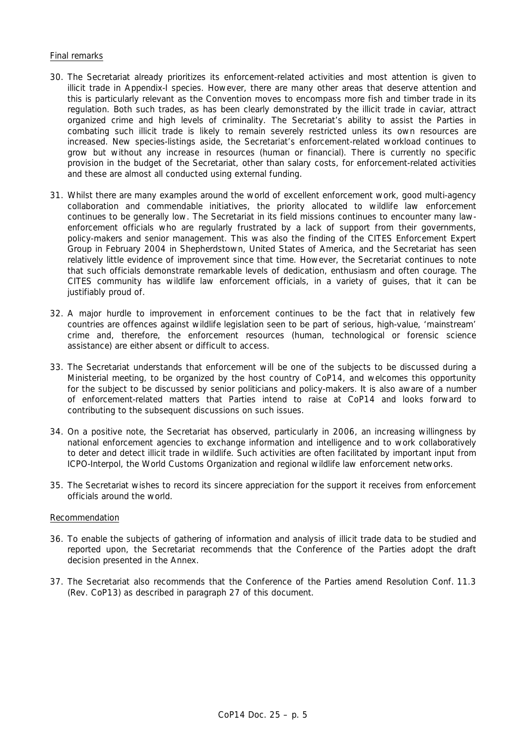Final remarks

30. The Secretariat already prioritizes its enforcement-related activities and most attention is given to illicit trade in Appendix-I species. However, there are many other areas that deserve attention and this is particularly relevant as the Convention moves to encompass more fish and timber trade in its regulation. Both such trades, as has been clearly demonstrated by the illicit trade in caviar, attract organized crime and high levels of criminality. The Secretariat's ability to assist the Parties in combating such illicit trade is likely to remain severely restricted unless its own resources are increased. New species-listings aside, the Secretariat's enforcement-related workload continues to grow but without any increase in resources (human or financial). There is currently no specific provision in the budget of the Secretariat, other than salary costs, for enforcement-related activities and these are almost all conducted using external funding.

31. Whilst there are many examples around the world of excellent enforcement work, good multi-agency collaboration and commendable initiatives, the priority allocated to wildlife law enforcement continues to be generally low. The Secretariat in its field missions continues to encounter many law-enforcement officials who are regularly frustrated by a lack of support from their governments, policy-makers and senior management. This was also the finding of the CITES Enforcement Expert Group in February 2004 in Shepherdstown, United States of America, and the Secretariat has seen relatively little evidence of improvement since that time. However, the Secretariat continues to note that such officials demonstrate remarkable levels of dedication, enthusiasm and often courage. The CITES community has wildlife law enforcement officials, in a variety of guises, that it can be justifiably proud of.

32. A major hurdle to improvement in enforcement continues to be the fact that in relatively few countries are offences against wildlife legislation seen to be part of serious, high-value, 'mainstream' crime and, therefore, the enforcement resources (human, technological or forensic science assistance) are either absent or difficult to access.

33. The Secretariat understands that enforcement will be one of the subjects to be discussed during a Ministerial meeting, to be organized by the host country of CoP14, and welcomes this opportunity for the subject to be discussed by senior politicians and policy-makers. It is also aware of a number of enforcement-related matters that Parties intend to raise at CoP14 and looks forward to contributing to the subsequent discussions on such issues.

34. On a positive note, the Secretariat has observed, particularly in 2006, an increasing willingness by national enforcement agencies to exchange information and intelligence and to work collaboratively to deter and detect illicit trade in wildlife. Such activities are often facilitated by important input from ICPO-Interpol, the World Customs Organization and regional wildlife law enforcement networks.

35. The Secretariat wishes to record its sincere appreciation for the support it receives from enforcement officials around the world.

Recommendation

36. To enable the subjects of gathering of information and analysis of illicit trade data to be studied and reported upon, the Secretariat recommends that the Conference of the Parties adopt the draft decision presented in the Annex.

37. The Secretariat also recommends that the Conference of the Parties amend Resolution Conf. 11.3 (Rev. CoP13) as described in paragraph 27 of this document.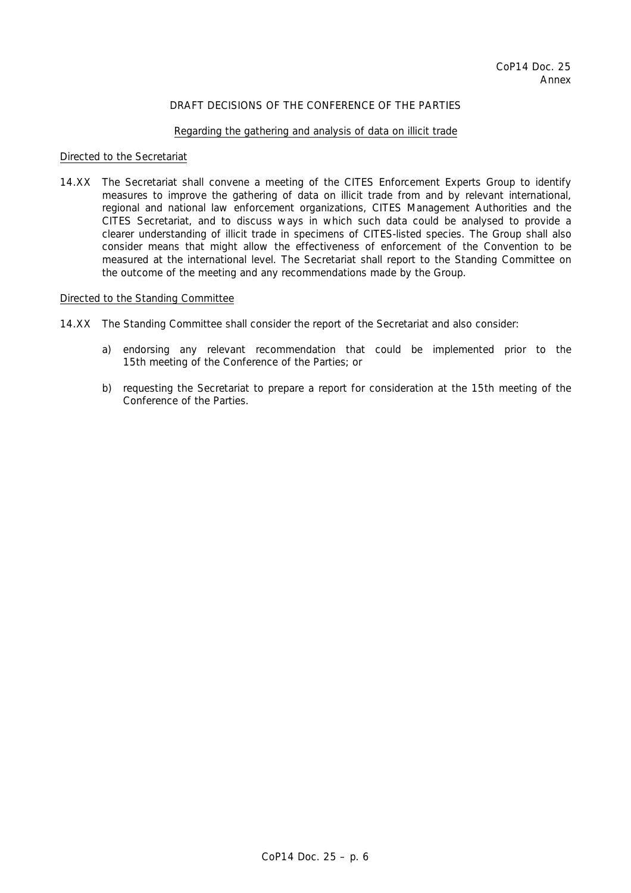CoP14 Doc. 25
Annex

DRAFT DECISIONS OF THE CONFERENCE OF THE PARTIES

Regarding the gathering and analysis of data on illicit trade

Directed to the Secretariat

14.XX The Secretariat shall convene a meeting of the CITES Enforcement Experts Group to identify measures to improve the gathering of data on illicit trade from and by relevant international, regional and national law enforcement organizations, CITES Management Authorities and the CITES Secretariat, and to discuss ways in which such data could be analysed to provide a clearer understanding of illicit trade in specimens of CITES-listed species. The Group shall also consider means that might allow the effectiveness of enforcement of the Convention to be measured at the international level. The Secretariat shall report to the Standing Committee on the outcome of the meeting and any recommendations made by the Group.

Directed to the Standing Committee

14.XX The Standing Committee shall consider the report of the Secretariat and also consider:

a) endorsing any relevant recommendation that could be implemented prior to the 15th meeting of the Conference of the Parties; or

b) requesting the Secretariat to prepare a report for consideration at the 15th meeting of the Conference of the Parties.